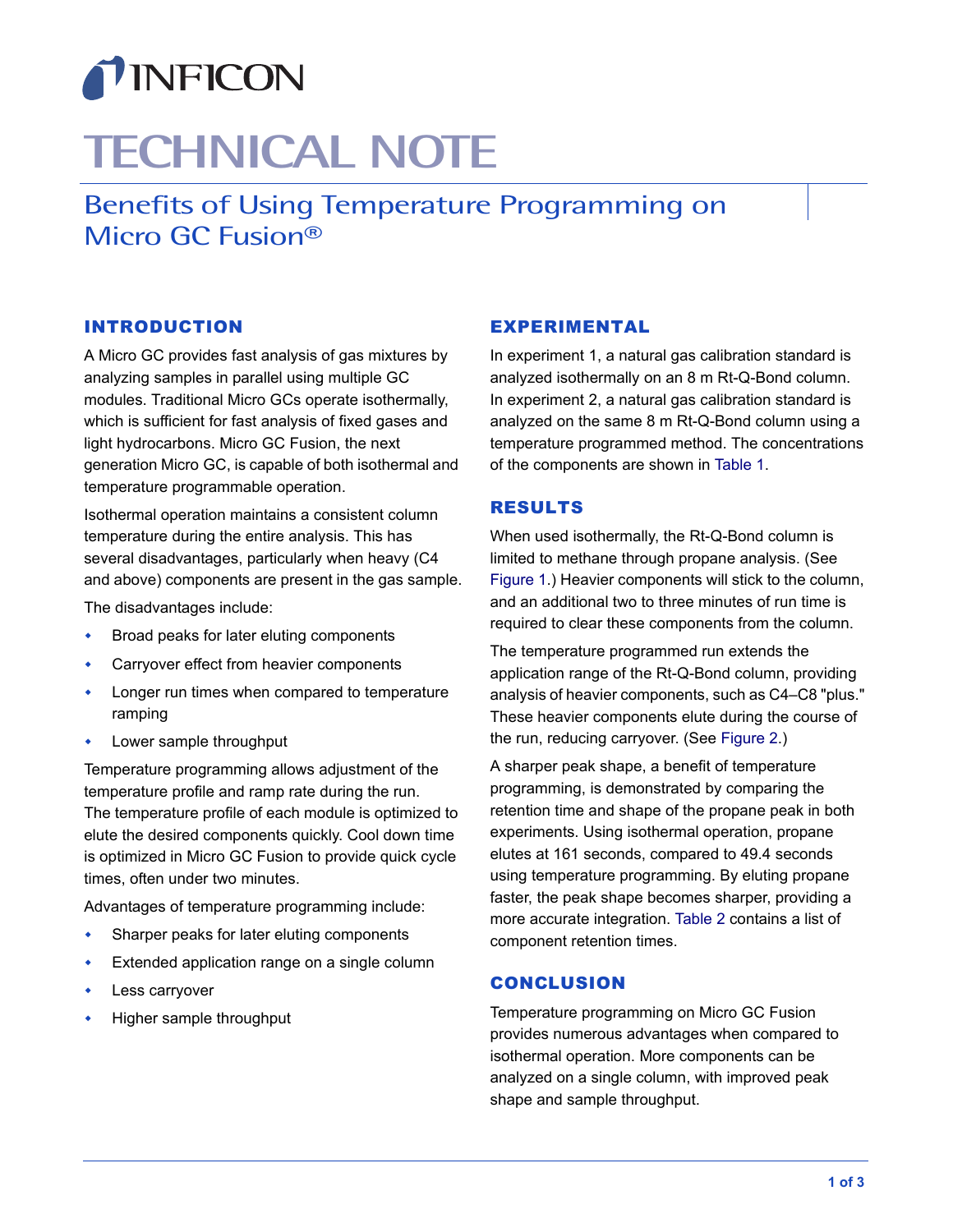INFICON

# TECHNICAL NOTE

## Benefits of Using Temperature Programming on Micro GC Fusion®

### INTRODUCTION

A Micro GC provides fast analysis of gas mixtures by analyzing samples in parallel using multiple GC modules. Traditional Micro GCs operate isothermally, which is sufficient for fast analysis of fixed gases and light hydrocarbons. Micro GC Fusion, the next generation Micro GC, is capable of both isothermal and temperature programmable operation.

Isothermal operation maintains a consistent column temperature during the entire analysis. This has several disadvantages, particularly when heavy (C4 and above) components are present in the gas sample.

The disadvantages include:

- Broad peaks for later eluting components
- Carryover effect from heavier components
- Longer run times when compared to temperature ramping
- Lower sample throughput

Temperature programming allows adjustment of the temperature profile and ramp rate during the run. The temperature profile of each module is optimized to elute the desired components quickly. Cool down time is optimized in Micro GC Fusion to provide quick cycle times, often under two minutes.

Advantages of temperature programming include:

- Sharper peaks for later eluting components
- Extended application range on a single column
- Less carryover
- Higher sample throughput

### EXPERIMENTAL

In experiment 1, a natural gas calibration standard is analyzed isothermally on an 8 m Rt-Q-Bond column. In experiment 2, a natural gas calibration standard is analyzed on the same 8 m Rt-Q-Bond column using a temperature programmed method. The concentrations of the components are shown in Table 1.

### RESULTS

When used isothermally, the Rt-Q-Bond column is limited to methane through propane analysis. (See Figure 1.) Heavier components will stick to the column, and an additional two to three minutes of run time is required to clear these components from the column.

The temperature programmed run extends the application range of the Rt-Q-Bond column, providing analysis of heavier components, such as C4–C8 "plus." These heavier components elute during the course of the run, reducing carryover. (See Figure 2.)

A sharper peak shape, a benefit of temperature programming, is demonstrated by comparing the retention time and shape of the propane peak in both experiments. Using isothermal operation, propane elutes at 161 seconds, compared to 49.4 seconds using temperature programming. By eluting propane faster, the peak shape becomes sharper, providing a more accurate integration. Table 2 contains a list of component retention times.

### CONCLUSION

Temperature programming on Micro GC Fusion provides numerous advantages when compared to isothermal operation. More components can be analyzed on a single column, with improved peak shape and sample throughput.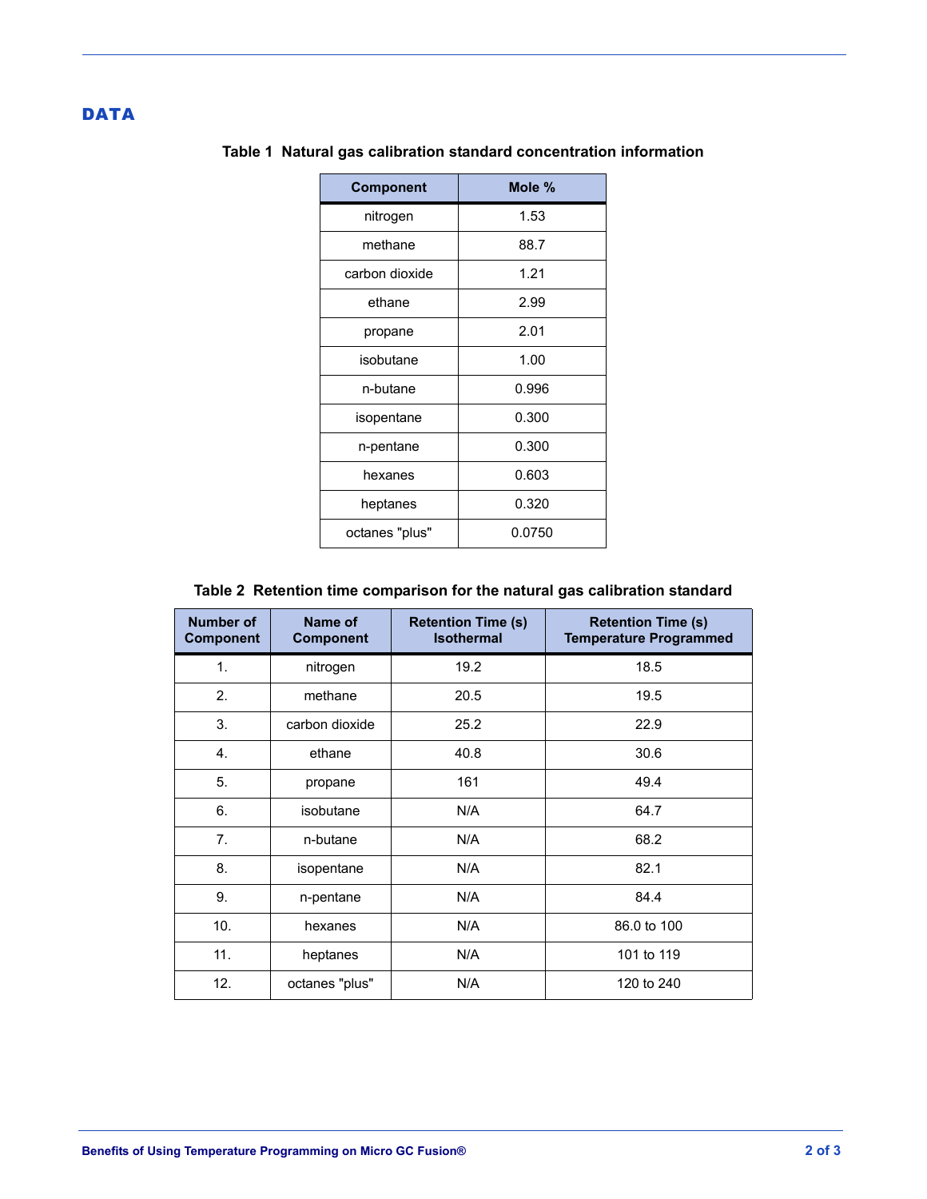## DATA

**Table 1 Natural gas calibration standard concentration information**

| Component | Mole % |
|---|---|
| nitrogen | 1.53 |
| methane | 88.7 |
| carbon dioxide | 1.21 |
| ethane | 2.99 |
| propane | 2.01 |
| isobutane | 1.00 |
| n-butane | 0.996 |
| isopentane | 0.300 |
| n-pentane | 0.300 |
| hexanes | 0.603 |
| heptanes | 0.320 |
| octanes "plus" | 0.0750 |

**Table 2 Retention time comparison for the natural gas calibration standard**

| Number of Component | Name of Component | Retention Time (s) Isothermal | Retention Time (s) Temperature Programmed |
|---|---|---|---|
| 1. | nitrogen | 19.2 | 18.5 |
| 2. | methane | 20.5 | 19.5 |
| 3. | carbon dioxide | 25.2 | 22.9 |
| 4. | ethane | 40.8 | 30.6 |
| 5. | propane | 161 | 49.4 |
| 6. | isobutane | N/A | 64.7 |
| 7. | n-butane | N/A | 68.2 |
| 8. | isopentane | N/A | 82.1 |
| 9. | n-pentane | N/A | 84.4 |
| 10. | hexanes | N/A | 86.0 to 100 |
| 11. | heptanes | N/A | 101 to 119 |
| 12. | octanes "plus" | N/A | 120 to 240 |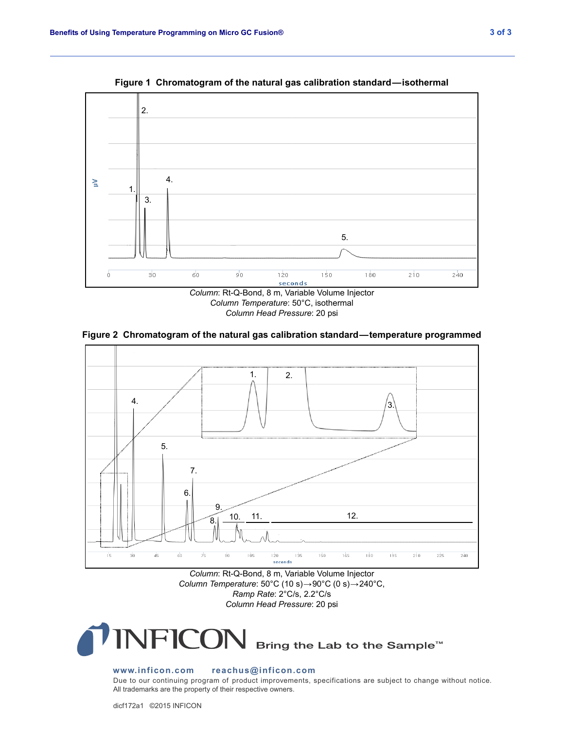**Figure 1 Chromatogram of the natural gas calibration standard—isothermal**

µV

1.
2.
3.
4.
5.

0 30 60 90 120 150 180 210 240

seconds

*Column*: Rt-Q-Bond, 8 m, Variable Volume Injector
*Column Temperature*: 50°C, isothermal
*Column Head Pressure*: 20 psi

**Figure 2 Chromatogram of the natural gas calibration standard—temperature programmed**

1.
2.
3.
4.
5.
6.
7.
8.
9.
10.
11.
12.

15 30 45 60 75 90 105 120 135 150 165 180 195 210 225 240

seconds

*Column*: Rt-Q-Bond, 8 m, Variable Volume Injector
*Column Temperature*: 50°C (10 s)→90°C (0 s)→240°C,
*Ramp Rate*: 2°C/s, 2.2°C/s
*Column Head Pressure*: 20 psi

INFICON Bring the Lab to the Sample™

**www.inficon.com reachus@inficon.com**

Due to our continuing program of product improvements, specifications are subject to change without notice.
All trademarks are the property of their respective owners.

dicf172a1 ©2015 INFICON